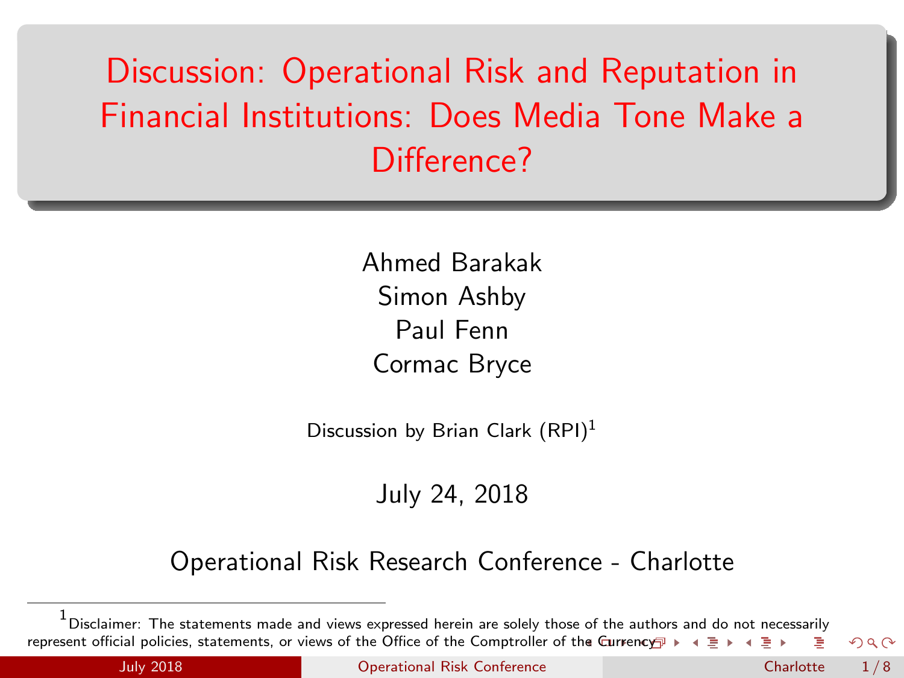# Discussion: Operational Risk and Reputation in Financial Institutions: Does Media Tone Make a Difference?

Ahmed Barakak
Simon Ashby
Paul Fenn
Cormac Bryce

Discussion by Brian Clark (RPI)[1]

July 24, 2018

Operational Risk Research Conference - Charlotte

[1] Disclaimer: The statements made and views expressed herein are solely those of the authors and do not necessarily represent official policies, statements, or views of the Office of the Comptroller of the Currency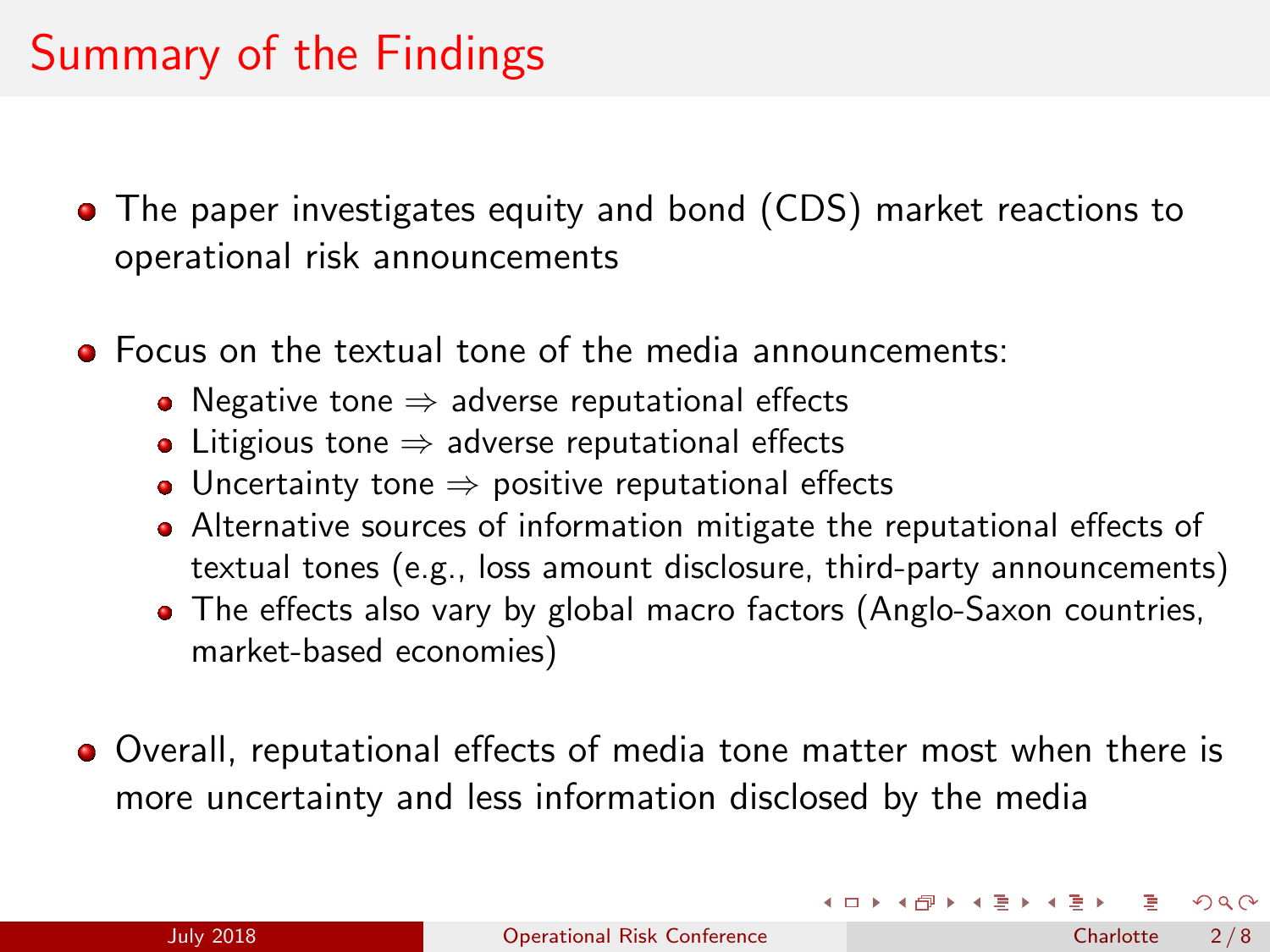# Summary of the Findings

- The paper investigates equity and bond (CDS) market reactions to operational risk announcements

- Focus on the textual tone of the media announcements:
  - Negative tone $\Rightarrow$ adverse reputational effects
  - Litigious tone $\Rightarrow$ adverse reputational effects
  - Uncertainty tone $\Rightarrow$ positive reputational effects
  - Alternative sources of information mitigate the reputational effects of textual tones (e.g., loss amount disclosure, third-party announcements)
  - The effects also vary by global macro factors (Anglo-Saxon countries, market-based economies)

- Overall, reputational effects of media tone matter most when there is more uncertainty and less information disclosed by the media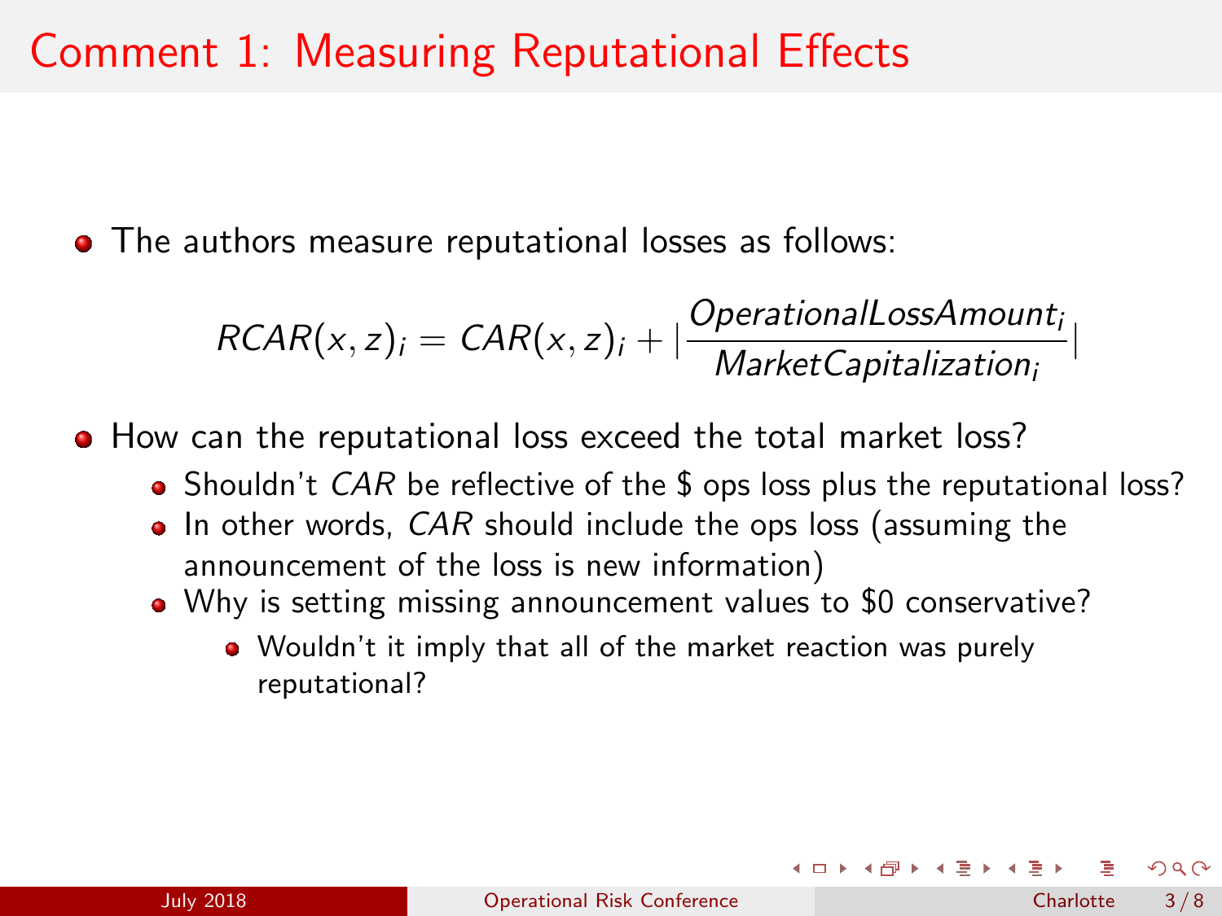# Comment 1: Measuring Reputational Effects

- The authors measure reputational losses as follows:

$$RCAR(x,z)_i = CAR(x,z)_i + \left|\frac{OperationalLossAmount_i}{MarketCapitalization_i}\right|$$

- How can the reputational loss exceed the total market loss?
  - Shouldn't *CAR* be reflective of the $ ops loss plus the reputational loss?
  - In other words, *CAR* should include the ops loss (assuming the announcement of the loss is new information)
  - Why is setting missing announcement values to $0 conservative?
    - Wouldn't it imply that all of the market reaction was purely reputational?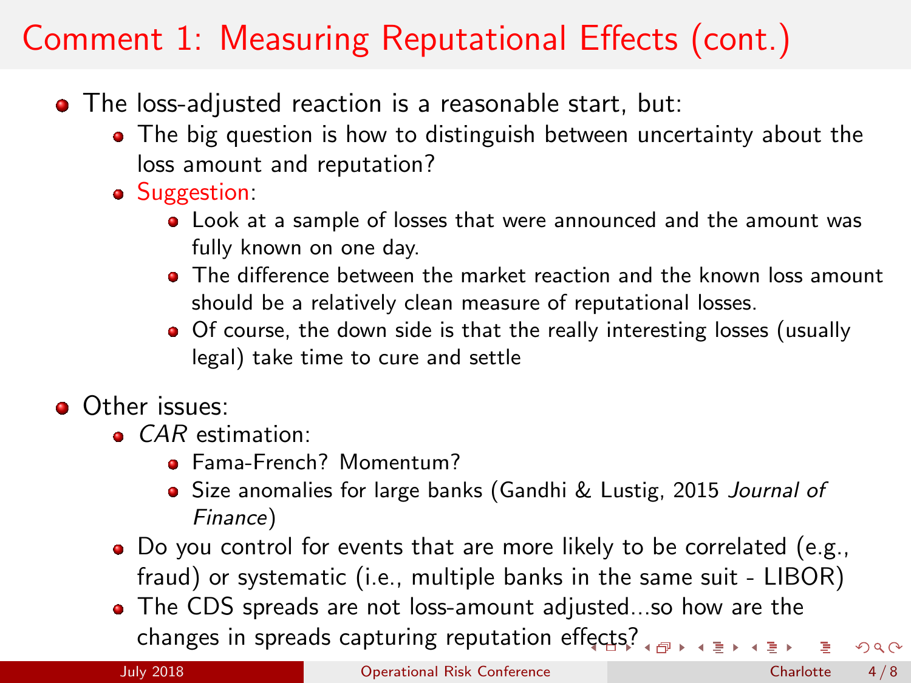# Comment 1: Measuring Reputational Effects (cont.)

- The loss-adjusted reaction is a reasonable start, but:
  - The big question is how to distinguish between uncertainty about the loss amount and reputation?
  - Suggestion:
    - Look at a sample of losses that were announced and the amount was fully known on one day.
    - The difference between the market reaction and the known loss amount should be a relatively clean measure of reputational losses.
    - Of course, the down side is that the really interesting losses (usually legal) take time to cure and settle

- Other issues:
  - *CAR* estimation:
    - Fama-French? Momentum?
    - Size anomalies for large banks (Gandhi & Lustig, 2015 *Journal of Finance*)
  - Do you control for events that are more likely to be correlated (e.g., fraud) or systematic (i.e., multiple banks in the same suit - LIBOR)
  - The CDS spreads are not loss-amount adjusted...so how are the changes in spreads capturing reputation effects?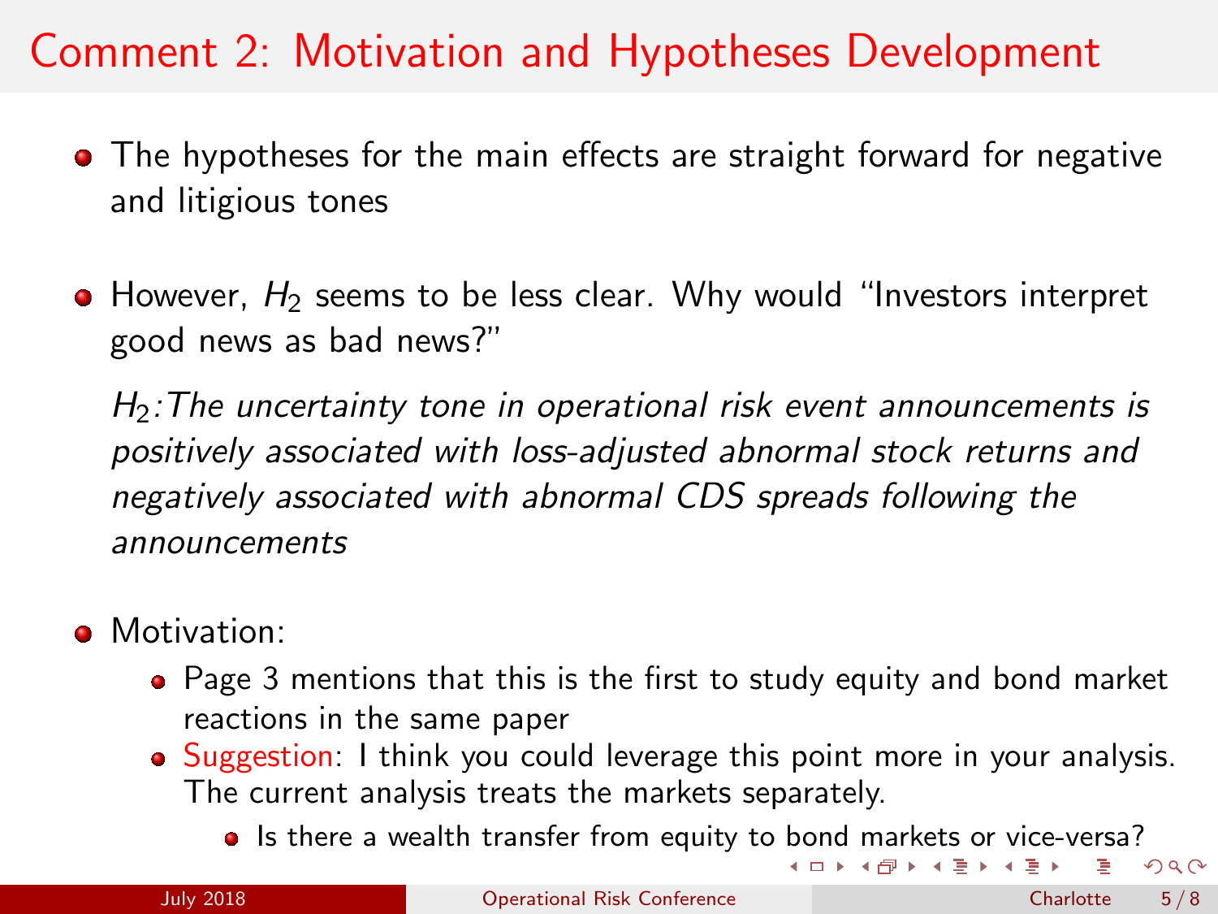# Comment 2: Motivation and Hypotheses Development

- The hypotheses for the main effects are straight forward for negative and litigious tones
- However, $H_2$ seems to be less clear. Why would "Investors interpret good news as bad news?"

  *$H_2$: The uncertainty tone in operational risk event announcements is positively associated with loss-adjusted abnormal stock returns and negatively associated with abnormal CDS spreads following the announcements*

- Motivation:
  - Page 3 mentions that this is the first to study equity and bond market reactions in the same paper
  - Suggestion: I think you could leverage this point more in your analysis. The current analysis treats the markets separately.
    - Is there a wealth transfer from equity to bond markets or vice-versa?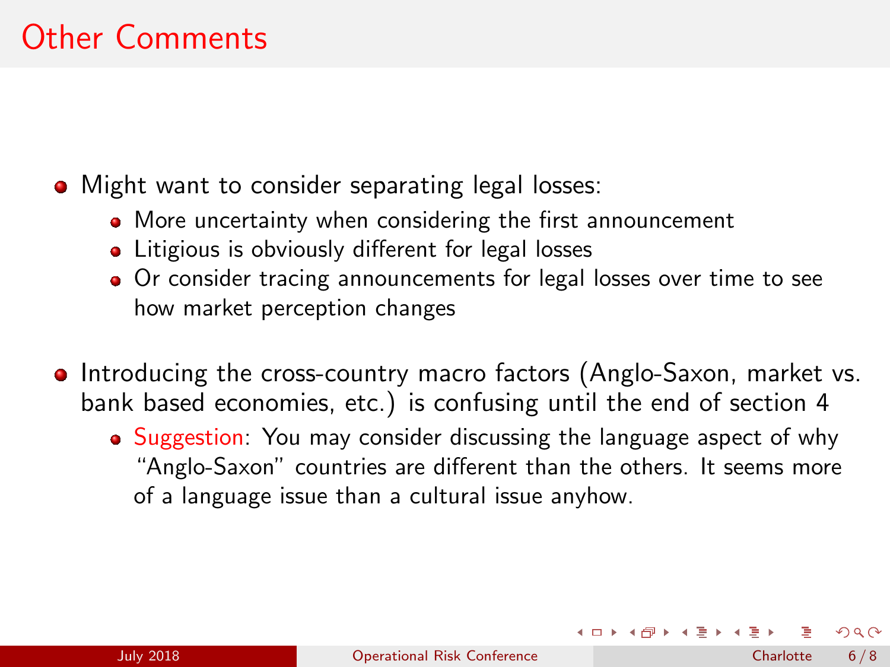# Other Comments

- Might want to consider separating legal losses:
  - More uncertainty when considering the first announcement
  - Litigious is obviously different for legal losses
  - Or consider tracing announcements for legal losses over time to see how market perception changes
- Introducing the cross-country macro factors (Anglo-Saxon, market vs. bank based economies, etc.) is confusing until the end of section 4
  - Suggestion: You may consider discussing the language aspect of why "Anglo-Saxon" countries are different than the others. It seems more of a language issue than a cultural issue anyhow.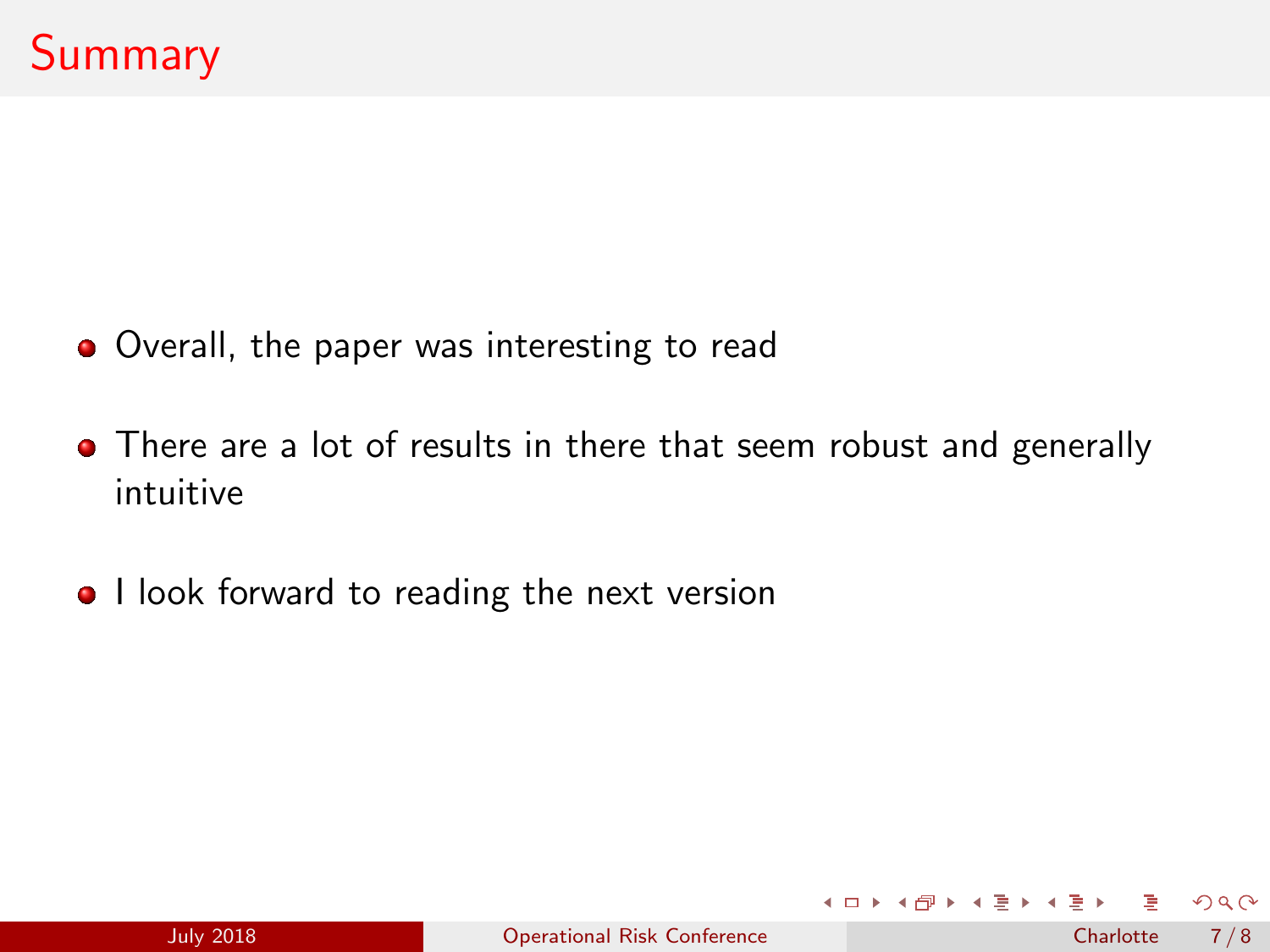# Summary

- Overall, the paper was interesting to read
- There are a lot of results in there that seem robust and generally intuitive
- I look forward to reading the next version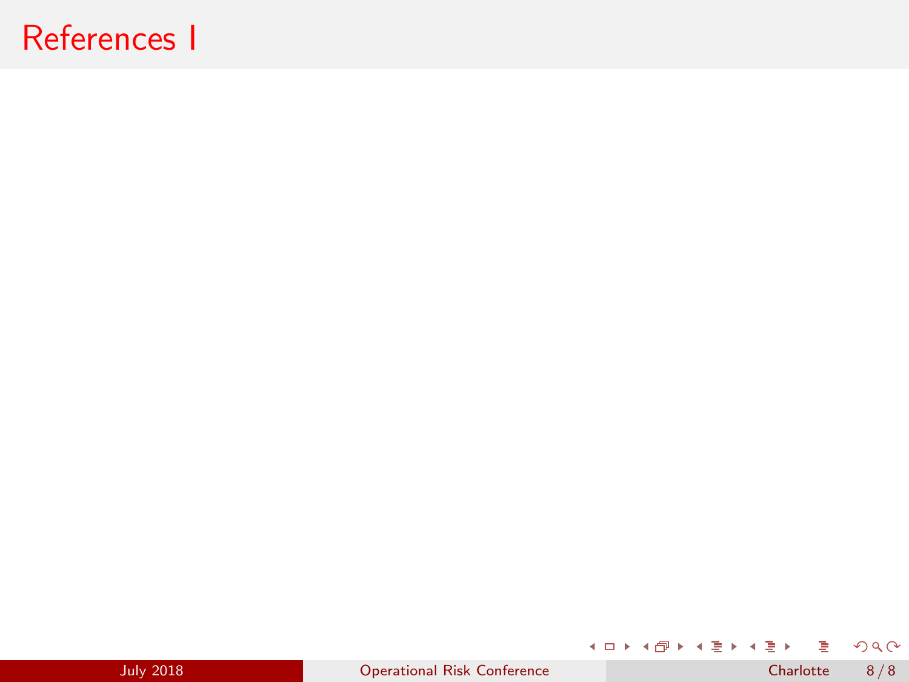# References I